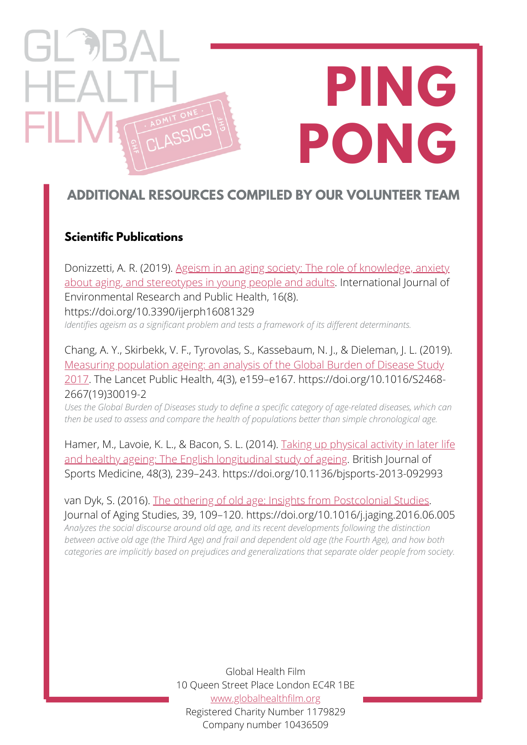# PING PONG

## ADDITIONAL RESOURCES COMPILED BY OUR VOLUNTEER TEAM

### Scientific Publications

Donizzetti, A. R. (2019). Ageism in an aging society: The role of knowledge, anxiety about aging, and stereotypes in young people and adults. International Journal of Environmental Research and Public Health, 16(8). https://doi.org/10.3390/ijerph16081329

*Identifies ageism as a significant problem and tests a framework of its different determinants.*

Chang, A. Y., Skirbekk, V. F., Tyrovolas, S., Kassebaum, N. J., & Dieleman, J. L. (2019). Measuring population ageing: an analysis of the Global Burden of Disease Study 2017. The Lancet Public Health, 4(3), e159–e167. https://doi.org/10.1016/S2468-2667(19)30019-2

*Uses the Global Burden of Diseases study to define a specific category of age-related diseases, which can then be used to assess and compare the health of populations better than simple chronological age.*

Hamer, M., Lavoie, K. L., & Bacon, S. L. (2014). Taking up physical activity in later life and healthy ageing: The English longitudinal study of ageing. British Journal of Sports Medicine, 48(3), 239–243. https://doi.org/10.1136/bjsports-2013-092993

van Dyk, S. (2016). The othering of old age: Insights from Postcolonial Studies. Journal of Aging Studies, 39, 109–120. https://doi.org/10.1016/j.jaging.2016.06.005

*Analyzes the social discourse around old age, and its recent developments following the distinction between active old age (the Third Age) and frail and dependent old age (the Fourth Age), and how both categories are implicitly based on prejudices and generalizations that separate older people from society.*

Global Health Film
10 Queen Street Place London EC4R 1BE
www.globalhealthfilm.org
Registered Charity Number 1179829
Company number 10436509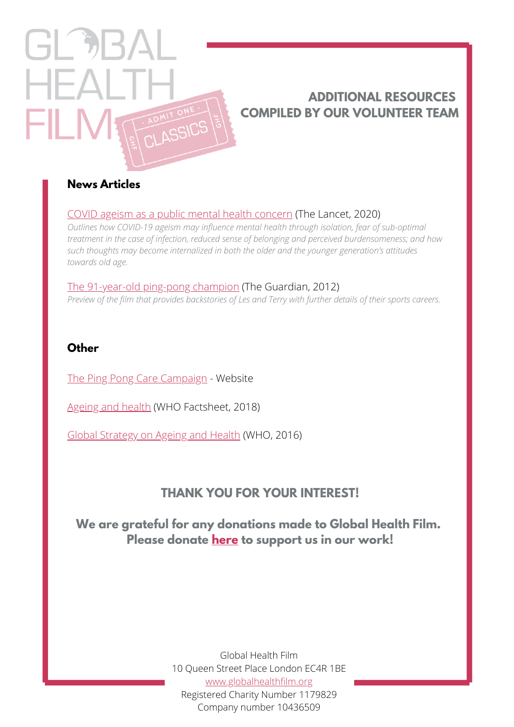GLOBAL HEALTH FILM

ADMIT ONE · CLASSICS

## ADDITIONAL RESOURCES COMPILED BY OUR VOLUNTEER TEAM

### News Articles

COVID ageism as a public mental health concern (The Lancet, 2020)
*Outlines how COVID-19 ageism may influence mental health through isolation, fear of sub-optimal treatment in the case of infection, reduced sense of belonging and perceived burdensomeness; and how such thoughts may become internalized in both the older and the younger generation's attitudes towards old age.*

The 91-year-old ping-pong champion (The Guardian, 2012)
*Preview of the film that provides backstories of Les and Terry with further details of their sports careers.*

### Other

The Ping Pong Care Campaign - Website

Ageing and health (WHO Factsheet, 2018)

Global Strategy on Ageing and Health (WHO, 2016)

## THANK YOU FOR YOUR INTEREST!

**We are grateful for any donations made to Global Health Film. Please donate here to support us in our work!**

Global Health Film
10 Queen Street Place London EC4R 1BE
www.globalhealthfilm.org
Registered Charity Number 1179829
Company number 10436509